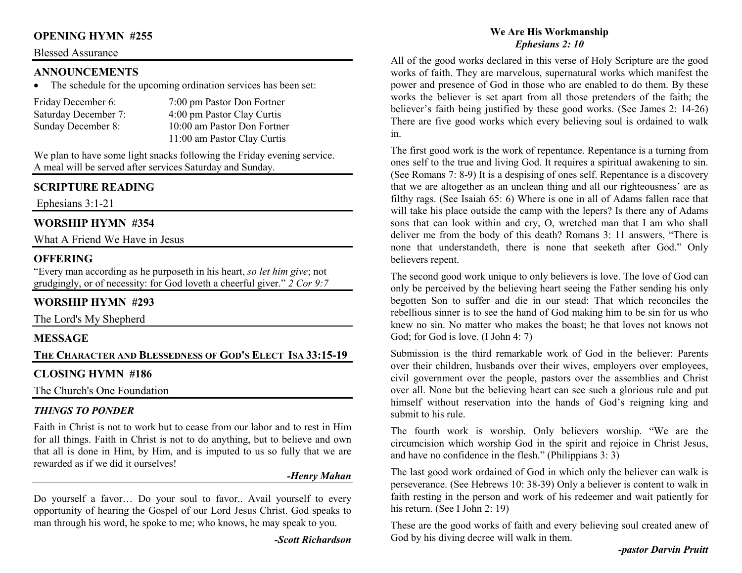## OPENING HYMN #255

Blessed Assurance

## ANNOUNCEMENTS

- The schedule for the upcoming ordination services has been set:

| | |
|---|---|
| Friday December 6: | 7:00 pm Pastor Don Fortner |
| Saturday December 7: | 4:00 pm Pastor Clay Curtis |
| Sunday December 8: | 10:00 am Pastor Don Fortner |
| | 11:00 am Pastor Clay Curtis |

We plan to have some light snacks following the Friday evening service. A meal will be served after services Saturday and Sunday.

## SCRIPTURE READING

Ephesians 3:1-21

## WORSHIP HYMN #354

What A Friend We Have in Jesus

## OFFERING

"Every man according as he purposeth in his heart, *so let him give*; not grudgingly, or of necessity: for God loveth a cheerful giver." *2 Cor 9:7*

## WORSHIP HYMN #293

The Lord's My Shepherd

## MESSAGE

**THE CHARACTER AND BLESSEDNESS OF GOD'S ELECT ISA 33:15-19**

## CLOSING HYMN #186

The Church's One Foundation

### *THINGS TO PONDER*

Faith in Christ is not to work but to cease from our labor and to rest in Him for all things. Faith in Christ is not to do anything, but to believe and own that all is done in Him, by Him, and is imputed to us so fully that we are rewarded as if we did it ourselves!

***-Henry Mahan***

Do yourself a favor… Do your soul to favor.. Avail yourself to every opportunity of hearing the Gospel of our Lord Jesus Christ. God speaks to man through his word, he spoke to me; who knows, he may speak to you.

***-Scott Richardson***

## We Are His Workmanship
***Ephesians 2: 10***

All of the good works declared in this verse of Holy Scripture are the good works of faith. They are marvelous, supernatural works which manifest the power and presence of God in those who are enabled to do them. By these works the believer is set apart from all those pretenders of the faith; the believer's faith being justified by these good works. (See James 2: 14-26) There are five good works which every believing soul is ordained to walk in.

The first good work is the work of repentance. Repentance is a turning from ones self to the true and living God. It requires a spiritual awakening to sin. (See Romans 7: 8-9) It is a despising of ones self. Repentance is a discovery that we are altogether as an unclean thing and all our righteousness' are as filthy rags. (See Isaiah 65: 6) Where is one in all of Adams fallen race that will take his place outside the camp with the lepers? Is there any of Adams sons that can look within and cry, O, wretched man that I am who shall deliver me from the body of this death? Romans 3: 11 answers, "There is none that understandeth, there is none that seeketh after God." Only believers repent.

The second good work unique to only believers is love. The love of God can only be perceived by the believing heart seeing the Father sending his only begotten Son to suffer and die in our stead: That which reconciles the rebellious sinner is to see the hand of God making him to be sin for us who knew no sin. No matter who makes the boast; he that loves not knows not God; for God is love. (I John 4: 7)

Submission is the third remarkable work of God in the believer: Parents over their children, husbands over their wives, employers over employees, civil government over the people, pastors over the assemblies and Christ over all. None but the believing heart can see such a glorious rule and put himself without reservation into the hands of God's reigning king and submit to his rule.

The fourth work is worship. Only believers worship. "We are the circumcision which worship God in the spirit and rejoice in Christ Jesus, and have no confidence in the flesh." (Philippians 3: 3)

The last good work ordained of God in which only the believer can walk is perseverance. (See Hebrews 10: 38-39) Only a believer is content to walk in faith resting in the person and work of his redeemer and wait patiently for his return. (See I John 2: 19)

These are the good works of faith and every believing soul created anew of God by his diving decree will walk in them.

***-pastor Darvin Pruitt***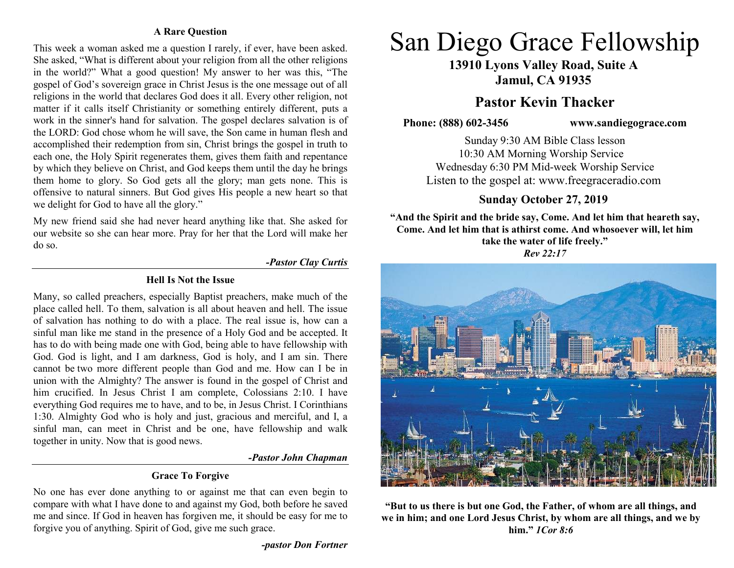### A Rare Question

This week a woman asked me a question I rarely, if ever, have been asked. She asked, "What is different about your religion from all the other religions in the world?" What a good question! My answer to her was this, "The gospel of God's sovereign grace in Christ Jesus is the one message out of all religions in the world that declares God does it all. Every other religion, not matter if it calls itself Christianity or something entirely different, puts a work in the sinner's hand for salvation. The gospel declares salvation is of the LORD: God chose whom he will save, the Son came in human flesh and accomplished their redemption from sin, Christ brings the gospel in truth to each one, the Holy Spirit regenerates them, gives them faith and repentance by which they believe on Christ, and God keeps them until the day he brings them home to glory. So God gets all the glory; man gets none. This is offensive to natural sinners. But God gives His people a new heart so that we delight for God to have all the glory."

My new friend said she had never heard anything like that. She asked for our website so she can hear more. Pray for her that the Lord will make her do so.

***-Pastor Clay Curtis***

---

### Hell Is Not the Issue

Many, so called preachers, especially Baptist preachers, make much of the place called hell. To them, salvation is all about heaven and hell. The issue of salvation has nothing to do with a place. The real issue is, how can a sinful man like me stand in the presence of a Holy God and be accepted. It has to do with being made one with God, being able to have fellowship with God. God is light, and I am darkness, God is holy, and I am sin. There cannot be two more different people than God and me. How can I be in union with the Almighty? The answer is found in the gospel of Christ and him crucified. In Jesus Christ I am complete, Colossians 2:10. I have everything God requires me to have, and to be, in Jesus Christ. I Corinthians 1:30. Almighty God who is holy and just, gracious and merciful, and I, a sinful man, can meet in Christ and be one, have fellowship and walk together in unity. Now that is good news.

***-Pastor John Chapman***

---

### Grace To Forgive

No one has ever done anything to or against me that can even begin to compare with what I have done to and against my God, both before he saved me and since. If God in heaven has forgiven me, it should be easy for me to forgive you of anything. Spirit of God, give me such grace.

***-pastor Don Fortner***

# San Diego Grace Fellowship

**13910 Lyons Valley Road, Suite A**
**Jamul, CA 91935**

## Pastor Kevin Thacker

**Phone: (888) 602-3456** **www.sandiegograce.com**

Sunday 9:30 AM Bible Class lesson
10:30 AM Morning Worship Service
Wednesday 6:30 PM Mid-week Worship Service
Listen to the gospel at: www.freegraceradio.com

### Sunday October 27, 2019

**"And the Spirit and the bride say, Come. And let him that heareth say, Come. And let him that is athirst come. And whosoever will, let him take the water of life freely."**
***Rev 22:17***

**"But to us there is but one God, the Father, of whom are all things, and we in him; and one Lord Jesus Christ, by whom are all things, and we by him."** ***1Cor 8:6***